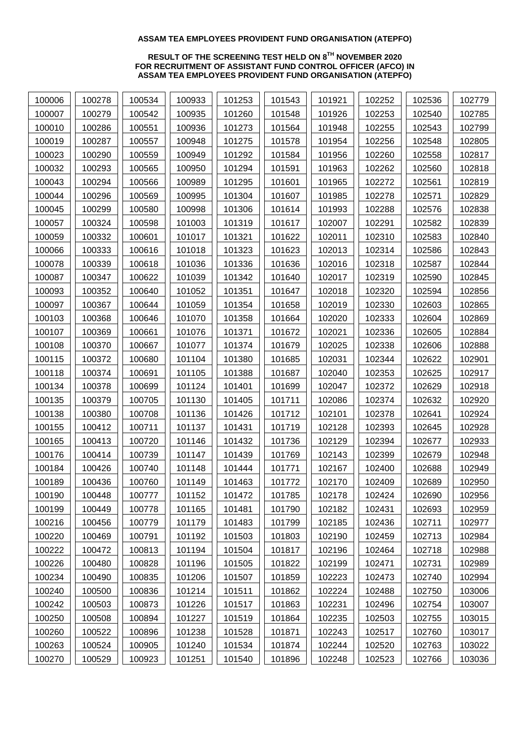**ASSAM TEA EMPLOYEES PROVIDENT FUND ORGANISATION (ATEPFO)**

**RESULT OF THE SCREENING TEST HELD ON 8[TH] NOVEMBER 2020
FOR RECRUITMENT OF ASSISTANT FUND CONTROL OFFICER (AFCO) IN
ASSAM TEA EMPLOYEES PROVIDENT FUND ORGANISATION (ATEPFO)**

| | | | | | | | | | |
|---|---|---|---|---|---|---|---|---|---|
| 100006 | 100278 | 100534 | 100933 | 101253 | 101543 | 101921 | 102252 | 102536 | 102779 |
| 100007 | 100279 | 100542 | 100935 | 101260 | 101548 | 101926 | 102253 | 102540 | 102785 |
| 100010 | 100286 | 100551 | 100936 | 101273 | 101564 | 101948 | 102255 | 102543 | 102799 |
| 100019 | 100287 | 100557 | 100948 | 101275 | 101578 | 101954 | 102256 | 102548 | 102805 |
| 100023 | 100290 | 100559 | 100949 | 101292 | 101584 | 101956 | 102260 | 102558 | 102817 |
| 100032 | 100293 | 100565 | 100950 | 101294 | 101591 | 101963 | 102262 | 102560 | 102818 |
| 100043 | 100294 | 100566 | 100989 | 101295 | 101601 | 101965 | 102272 | 102561 | 102819 |
| 100044 | 100296 | 100569 | 100995 | 101304 | 101607 | 101985 | 102278 | 102571 | 102829 |
| 100045 | 100299 | 100580 | 100998 | 101306 | 101614 | 101993 | 102288 | 102576 | 102838 |
| 100057 | 100324 | 100598 | 101003 | 101319 | 101617 | 102007 | 102291 | 102582 | 102839 |
| 100059 | 100332 | 100601 | 101017 | 101321 | 101622 | 102011 | 102310 | 102583 | 102840 |
| 100066 | 100333 | 100616 | 101018 | 101323 | 101623 | 102013 | 102314 | 102586 | 102843 |
| 100078 | 100339 | 100618 | 101036 | 101336 | 101636 | 102016 | 102318 | 102587 | 102844 |
| 100087 | 100347 | 100622 | 101039 | 101342 | 101640 | 102017 | 102319 | 102590 | 102845 |
| 100093 | 100352 | 100640 | 101052 | 101351 | 101647 | 102018 | 102320 | 102594 | 102856 |
| 100097 | 100367 | 100644 | 101059 | 101354 | 101658 | 102019 | 102330 | 102603 | 102865 |
| 100103 | 100368 | 100646 | 101070 | 101358 | 101664 | 102020 | 102333 | 102604 | 102869 |
| 100107 | 100369 | 100661 | 101076 | 101371 | 101672 | 102021 | 102336 | 102605 | 102884 |
| 100108 | 100370 | 100667 | 101077 | 101374 | 101679 | 102025 | 102338 | 102606 | 102888 |
| 100115 | 100372 | 100680 | 101104 | 101380 | 101685 | 102031 | 102344 | 102622 | 102901 |
| 100118 | 100374 | 100691 | 101105 | 101388 | 101687 | 102040 | 102353 | 102625 | 102917 |
| 100134 | 100378 | 100699 | 101124 | 101401 | 101699 | 102047 | 102372 | 102629 | 102918 |
| 100135 | 100379 | 100705 | 101130 | 101405 | 101711 | 102086 | 102374 | 102632 | 102920 |
| 100138 | 100380 | 100708 | 101136 | 101426 | 101712 | 102101 | 102378 | 102641 | 102924 |
| 100155 | 100412 | 100711 | 101137 | 101431 | 101719 | 102128 | 102393 | 102645 | 102928 |
| 100165 | 100413 | 100720 | 101146 | 101432 | 101736 | 102129 | 102394 | 102677 | 102933 |
| 100176 | 100414 | 100739 | 101147 | 101439 | 101769 | 102143 | 102399 | 102679 | 102948 |
| 100184 | 100426 | 100740 | 101148 | 101444 | 101771 | 102167 | 102400 | 102688 | 102949 |
| 100189 | 100436 | 100760 | 101149 | 101463 | 101772 | 102170 | 102409 | 102689 | 102950 |
| 100190 | 100448 | 100777 | 101152 | 101472 | 101785 | 102178 | 102424 | 102690 | 102956 |
| 100199 | 100449 | 100778 | 101165 | 101481 | 101790 | 102182 | 102431 | 102693 | 102959 |
| 100216 | 100456 | 100779 | 101179 | 101483 | 101799 | 102185 | 102436 | 102711 | 102977 |
| 100220 | 100469 | 100791 | 101192 | 101503 | 101803 | 102190 | 102459 | 102713 | 102984 |
| 100222 | 100472 | 100813 | 101194 | 101504 | 101817 | 102196 | 102464 | 102718 | 102988 |
| 100226 | 100480 | 100828 | 101196 | 101505 | 101822 | 102199 | 102471 | 102731 | 102989 |
| 100234 | 100490 | 100835 | 101206 | 101507 | 101859 | 102223 | 102473 | 102740 | 102994 |
| 100240 | 100500 | 100836 | 101214 | 101511 | 101862 | 102224 | 102488 | 102750 | 103006 |
| 100242 | 100503 | 100873 | 101226 | 101517 | 101863 | 102231 | 102496 | 102754 | 103007 |
| 100250 | 100508 | 100894 | 101227 | 101519 | 101864 | 102235 | 102503 | 102755 | 103015 |
| 100260 | 100522 | 100896 | 101238 | 101528 | 101871 | 102243 | 102517 | 102760 | 103017 |
| 100263 | 100524 | 100905 | 101240 | 101534 | 101874 | 102244 | 102520 | 102763 | 103022 |
| 100270 | 100529 | 100923 | 101251 | 101540 | 101896 | 102248 | 102523 | 102766 | 103036 |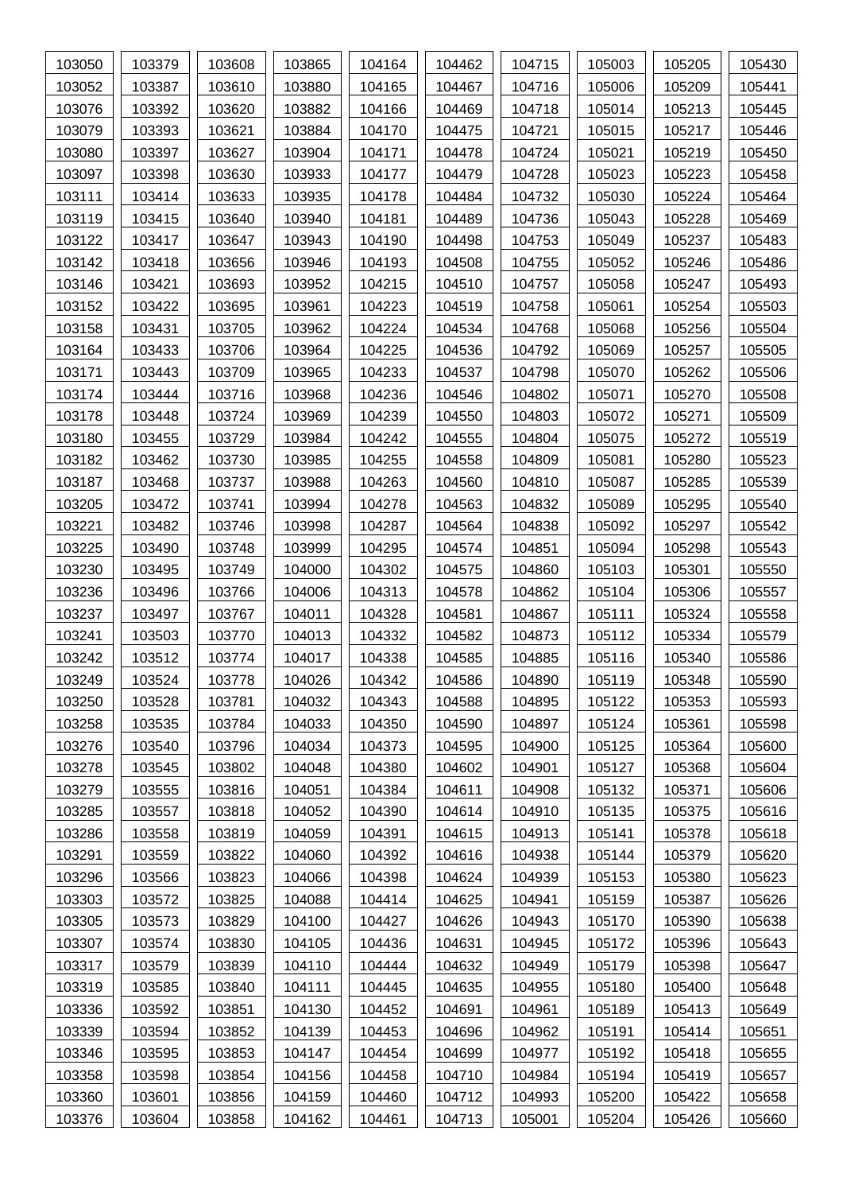| 103050 | 103379 | 103608 | 103865 | 104164 | 104462 | 104715 | 105003 | 105205 | 105430 |
|---|---|---|---|---|---|---|---|---|---|
| 103052 | 103387 | 103610 | 103880 | 104165 | 104467 | 104716 | 105006 | 105209 | 105441 |
| 103076 | 103392 | 103620 | 103882 | 104166 | 104469 | 104718 | 105014 | 105213 | 105445 |
| 103079 | 103393 | 103621 | 103884 | 104170 | 104475 | 104721 | 105015 | 105217 | 105446 |
| 103080 | 103397 | 103627 | 103904 | 104171 | 104478 | 104724 | 105021 | 105219 | 105450 |
| 103097 | 103398 | 103630 | 103933 | 104177 | 104479 | 104728 | 105023 | 105223 | 105458 |
| 103111 | 103414 | 103633 | 103935 | 104178 | 104484 | 104732 | 105030 | 105224 | 105464 |
| 103119 | 103415 | 103640 | 103940 | 104181 | 104489 | 104736 | 105043 | 105228 | 105469 |
| 103122 | 103417 | 103647 | 103943 | 104190 | 104498 | 104753 | 105049 | 105237 | 105483 |
| 103142 | 103418 | 103656 | 103946 | 104193 | 104508 | 104755 | 105052 | 105246 | 105486 |
| 103146 | 103421 | 103693 | 103952 | 104215 | 104510 | 104757 | 105058 | 105247 | 105493 |
| 103152 | 103422 | 103695 | 103961 | 104223 | 104519 | 104758 | 105061 | 105254 | 105503 |
| 103158 | 103431 | 103705 | 103962 | 104224 | 104534 | 104768 | 105068 | 105256 | 105504 |
| 103164 | 103433 | 103706 | 103964 | 104225 | 104536 | 104792 | 105069 | 105257 | 105505 |
| 103171 | 103443 | 103709 | 103965 | 104233 | 104537 | 104798 | 105070 | 105262 | 105506 |
| 103174 | 103444 | 103716 | 103968 | 104236 | 104546 | 104802 | 105071 | 105270 | 105508 |
| 103178 | 103448 | 103724 | 103969 | 104239 | 104550 | 104803 | 105072 | 105271 | 105509 |
| 103180 | 103455 | 103729 | 103984 | 104242 | 104555 | 104804 | 105075 | 105272 | 105519 |
| 103182 | 103462 | 103730 | 103985 | 104255 | 104558 | 104809 | 105081 | 105280 | 105523 |
| 103187 | 103468 | 103737 | 103988 | 104263 | 104560 | 104810 | 105087 | 105285 | 105539 |
| 103205 | 103472 | 103741 | 103994 | 104278 | 104563 | 104832 | 105089 | 105295 | 105540 |
| 103221 | 103482 | 103746 | 103998 | 104287 | 104564 | 104838 | 105092 | 105297 | 105542 |
| 103225 | 103490 | 103748 | 103999 | 104295 | 104574 | 104851 | 105094 | 105298 | 105543 |
| 103230 | 103495 | 103749 | 104000 | 104302 | 104575 | 104860 | 105103 | 105301 | 105550 |
| 103236 | 103496 | 103766 | 104006 | 104313 | 104578 | 104862 | 105104 | 105306 | 105557 |
| 103237 | 103497 | 103767 | 104011 | 104328 | 104581 | 104867 | 105111 | 105324 | 105558 |
| 103241 | 103503 | 103770 | 104013 | 104332 | 104582 | 104873 | 105112 | 105334 | 105579 |
| 103242 | 103512 | 103774 | 104017 | 104338 | 104585 | 104885 | 105116 | 105340 | 105586 |
| 103249 | 103524 | 103778 | 104026 | 104342 | 104586 | 104890 | 105119 | 105348 | 105590 |
| 103250 | 103528 | 103781 | 104032 | 104343 | 104588 | 104895 | 105122 | 105353 | 105593 |
| 103258 | 103535 | 103784 | 104033 | 104350 | 104590 | 104897 | 105124 | 105361 | 105598 |
| 103276 | 103540 | 103796 | 104034 | 104373 | 104595 | 104900 | 105125 | 105364 | 105600 |
| 103278 | 103545 | 103802 | 104048 | 104380 | 104602 | 104901 | 105127 | 105368 | 105604 |
| 103279 | 103555 | 103816 | 104051 | 104384 | 104611 | 104908 | 105132 | 105371 | 105606 |
| 103285 | 103557 | 103818 | 104052 | 104390 | 104614 | 104910 | 105135 | 105375 | 105616 |
| 103286 | 103558 | 103819 | 104059 | 104391 | 104615 | 104913 | 105141 | 105378 | 105618 |
| 103291 | 103559 | 103822 | 104060 | 104392 | 104616 | 104938 | 105144 | 105379 | 105620 |
| 103296 | 103566 | 103823 | 104066 | 104398 | 104624 | 104939 | 105153 | 105380 | 105623 |
| 103303 | 103572 | 103825 | 104088 | 104414 | 104625 | 104941 | 105159 | 105387 | 105626 |
| 103305 | 103573 | 103829 | 104100 | 104427 | 104626 | 104943 | 105170 | 105390 | 105638 |
| 103307 | 103574 | 103830 | 104105 | 104436 | 104631 | 104945 | 105172 | 105396 | 105643 |
| 103317 | 103579 | 103839 | 104110 | 104444 | 104632 | 104949 | 105179 | 105398 | 105647 |
| 103319 | 103585 | 103840 | 104111 | 104445 | 104635 | 104955 | 105180 | 105400 | 105648 |
| 103336 | 103592 | 103851 | 104130 | 104452 | 104691 | 104961 | 105189 | 105413 | 105649 |
| 103339 | 103594 | 103852 | 104139 | 104453 | 104696 | 104962 | 105191 | 105414 | 105651 |
| 103346 | 103595 | 103853 | 104147 | 104454 | 104699 | 104977 | 105192 | 105418 | 105655 |
| 103358 | 103598 | 103854 | 104156 | 104458 | 104710 | 104984 | 105194 | 105419 | 105657 |
| 103360 | 103601 | 103856 | 104159 | 104460 | 104712 | 104993 | 105200 | 105422 | 105658 |
| 103376 | 103604 | 103858 | 104162 | 104461 | 104713 | 105001 | 105204 | 105426 | 105660 |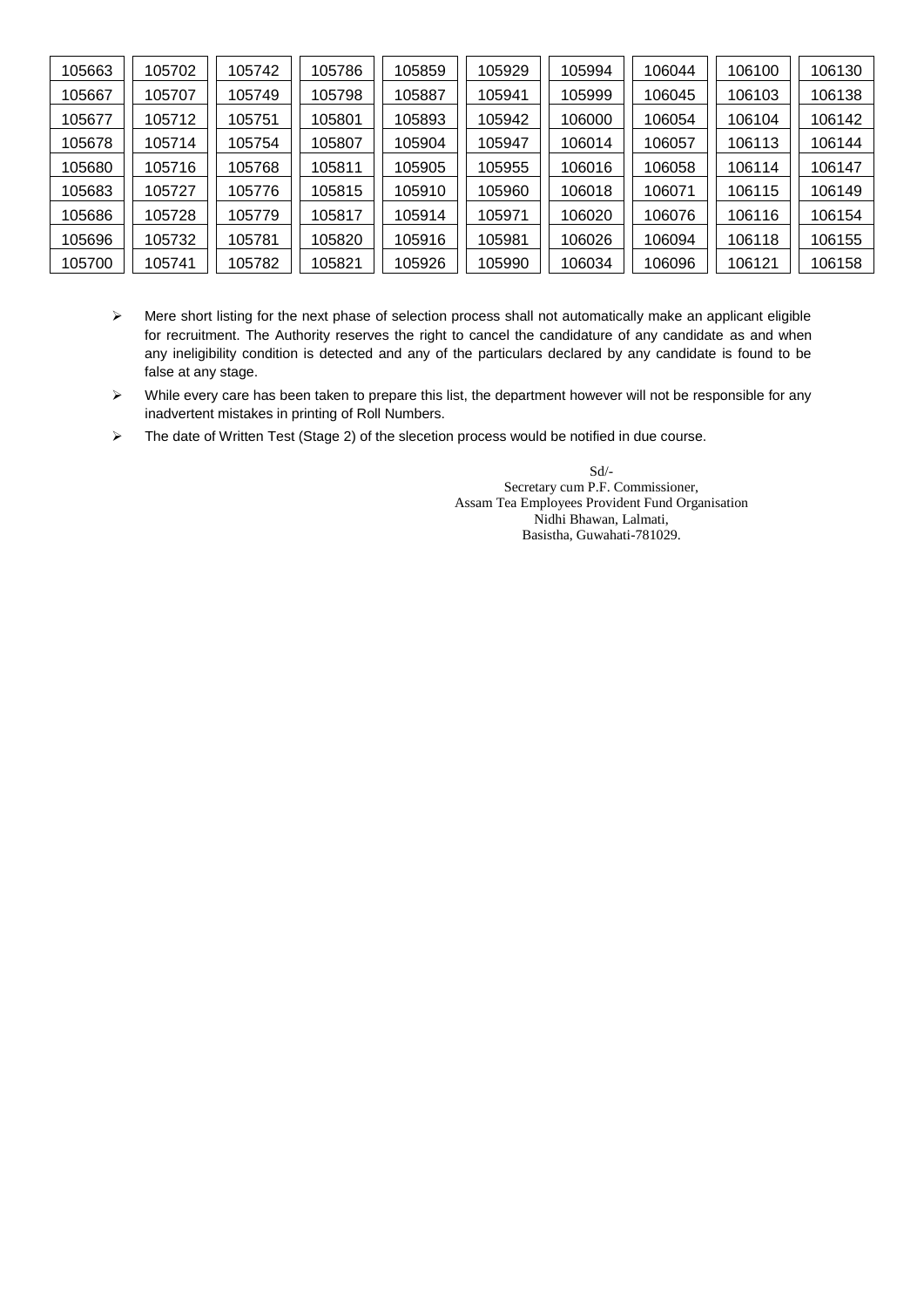| | | | | | | | | | |
|---|---|---|---|---|---|---|---|---|---|
| 105663 | 105702 | 105742 | 105786 | 105859 | 105929 | 105994 | 106044 | 106100 | 106130 |
| 105667 | 105707 | 105749 | 105798 | 105887 | 105941 | 105999 | 106045 | 106103 | 106138 |
| 105677 | 105712 | 105751 | 105801 | 105893 | 105942 | 106000 | 106054 | 106104 | 106142 |
| 105678 | 105714 | 105754 | 105807 | 105904 | 105947 | 106014 | 106057 | 106113 | 106144 |
| 105680 | 105716 | 105768 | 105811 | 105905 | 105955 | 106016 | 106058 | 106114 | 106147 |
| 105683 | 105727 | 105776 | 105815 | 105910 | 105960 | 106018 | 106071 | 106115 | 106149 |
| 105686 | 105728 | 105779 | 105817 | 105914 | 105971 | 106020 | 106076 | 106116 | 106154 |
| 105696 | 105732 | 105781 | 105820 | 105916 | 105981 | 106026 | 106094 | 106118 | 106155 |
| 105700 | 105741 | 105782 | 105821 | 105926 | 105990 | 106034 | 106096 | 106121 | 106158 |

- Mere short listing for the next phase of selection process shall not automatically make an applicant eligible for recruitment. The Authority reserves the right to cancel the candidature of any candidate as and when any ineligibility condition is detected and any of the particulars declared by any candidate is found to be false at any stage.
- While every care has been taken to prepare this list, the department however will not be responsible for any inadvertent mistakes in printing of Roll Numbers.
- The date of Written Test (Stage 2) of the slecetion process would be notified in due course.

Sd/-
Secretary cum P.F. Commissioner,
Assam Tea Employees Provident Fund Organisation
Nidhi Bhawan, Lalmati,
Basistha, Guwahati-781029.